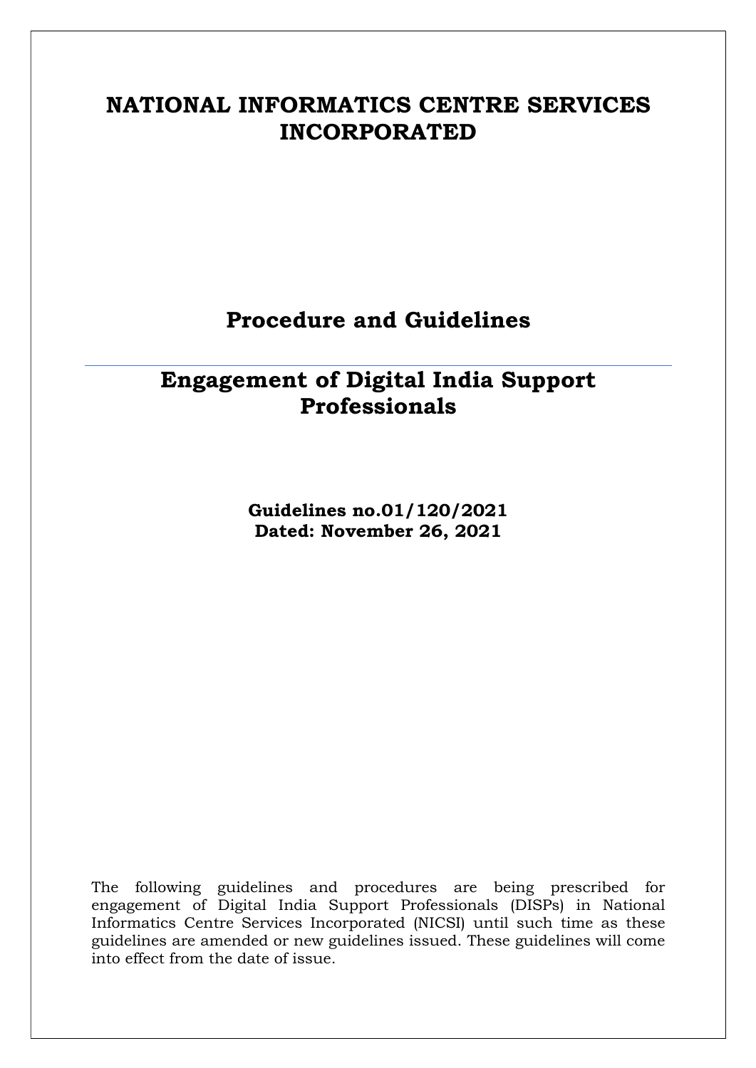# NATIONAL INFORMATICS CENTRE SERVICES INCORPORATED

## Procedure and Guidelines

---

## Engagement of Digital India Support Professionals

**Guidelines no.01/120/2021**
**Dated: November 26, 2021**

The following guidelines and procedures are being prescribed for engagement of Digital India Support Professionals (DISPs) in National Informatics Centre Services Incorporated (NICSI) until such time as these guidelines are amended or new guidelines issued. These guidelines will come into effect from the date of issue.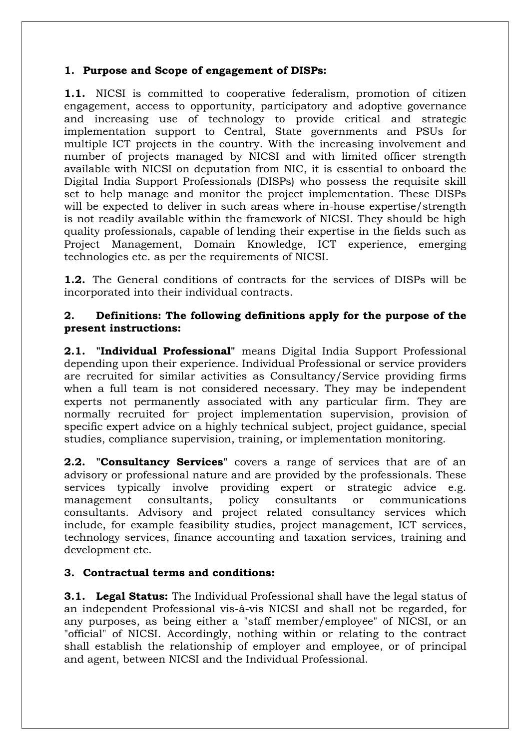## 1. Purpose and Scope of engagement of DISPs:

**1.1.** NICSI is committed to cooperative federalism, promotion of citizen engagement, access to opportunity, participatory and adoptive governance and increasing use of technology to provide critical and strategic implementation support to Central, State governments and PSUs for multiple ICT projects in the country. With the increasing involvement and number of projects managed by NICSI and with limited officer strength available with NICSI on deputation from NIC, it is essential to onboard the Digital India Support Professionals (DISPs) who possess the requisite skill set to help manage and monitor the project implementation. These DISPs will be expected to deliver in such areas where in-house expertise/strength is not readily available within the framework of NICSI. They should be high quality professionals, capable of lending their expertise in the fields such as Project Management, Domain Knowledge, ICT experience, emerging technologies etc. as per the requirements of NICSI.

**1.2.** The General conditions of contracts for the services of DISPs will be incorporated into their individual contracts.

## 2. Definitions: The following definitions apply for the purpose of the present instructions:

**2.1.** "**Individual Professional**" means Digital India Support Professional depending upon their experience. Individual Professional or service providers are recruited for similar activities as Consultancy/Service providing firms when a full team is not considered necessary. They may be independent experts not permanently associated with any particular firm. They are normally recruited for project implementation supervision, provision of specific expert advice on a highly technical subject, project guidance, special studies, compliance supervision, training, or implementation monitoring.

**2.2.** "**Consultancy Services**" covers a range of services that are of an advisory or professional nature and are provided by the professionals. These services typically involve providing expert or strategic advice e.g. management consultants, policy consultants or communications consultants. Advisory and project related consultancy services which include, for example feasibility studies, project management, ICT services, technology services, finance accounting and taxation services, training and development etc.

## 3. Contractual terms and conditions:

**3.1. Legal Status:** The Individual Professional shall have the legal status of an independent Professional vis-à-vis NICSI and shall not be regarded, for any purposes, as being either a "staff member/employee" of NICSI, or an "official" of NICSI. Accordingly, nothing within or relating to the contract shall establish the relationship of employer and employee, or of principal and agent, between NICSI and the Individual Professional.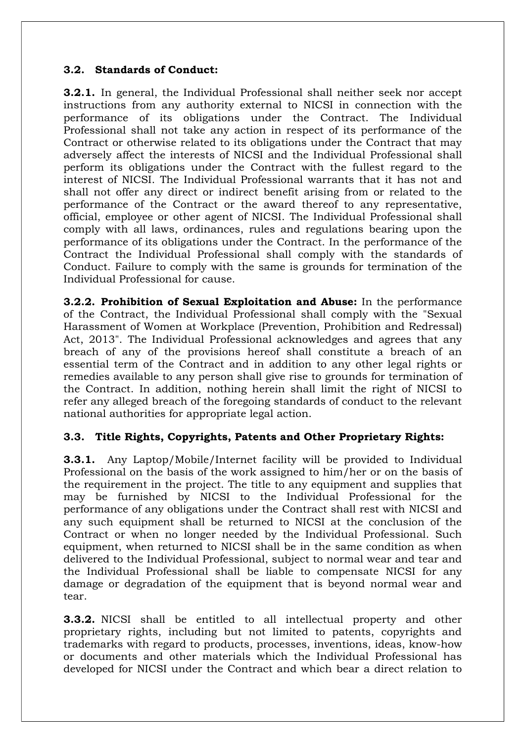### 3.2. Standards of Conduct:

**3.2.1.** In general, the Individual Professional shall neither seek nor accept instructions from any authority external to NICSI in connection with the performance of its obligations under the Contract. The Individual Professional shall not take any action in respect of its performance of the Contract or otherwise related to its obligations under the Contract that may adversely affect the interests of NICSI and the Individual Professional shall perform its obligations under the Contract with the fullest regard to the interest of NICSI. The Individual Professional warrants that it has not and shall not offer any direct or indirect benefit arising from or related to the performance of the Contract or the award thereof to any representative, official, employee or other agent of NICSI. The Individual Professional shall comply with all laws, ordinances, rules and regulations bearing upon the performance of its obligations under the Contract. In the performance of the Contract the Individual Professional shall comply with the standards of Conduct. Failure to comply with the same is grounds for termination of the Individual Professional for cause.

**3.2.2. Prohibition of Sexual Exploitation and Abuse:** In the performance of the Contract, the Individual Professional shall comply with the "Sexual Harassment of Women at Workplace (Prevention, Prohibition and Redressal) Act, 2013". The Individual Professional acknowledges and agrees that any breach of any of the provisions hereof shall constitute a breach of an essential term of the Contract and in addition to any other legal rights or remedies available to any person shall give rise to grounds for termination of the Contract. In addition, nothing herein shall limit the right of NICSI to refer any alleged breach of the foregoing standards of conduct to the relevant national authorities for appropriate legal action.

### 3.3. Title Rights, Copyrights, Patents and Other Proprietary Rights:

**3.3.1.** Any Laptop/Mobile/Internet facility will be provided to Individual Professional on the basis of the work assigned to him/her or on the basis of the requirement in the project. The title to any equipment and supplies that may be furnished by NICSI to the Individual Professional for the performance of any obligations under the Contract shall rest with NICSI and any such equipment shall be returned to NICSI at the conclusion of the Contract or when no longer needed by the Individual Professional. Such equipment, when returned to NICSI shall be in the same condition as when delivered to the Individual Professional, subject to normal wear and tear and the Individual Professional shall be liable to compensate NICSI for any damage or degradation of the equipment that is beyond normal wear and tear.

**3.3.2.** NICSI shall be entitled to all intellectual property and other proprietary rights, including but not limited to patents, copyrights and trademarks with regard to products, processes, inventions, ideas, know-how or documents and other materials which the Individual Professional has developed for NICSI under the Contract and which bear a direct relation to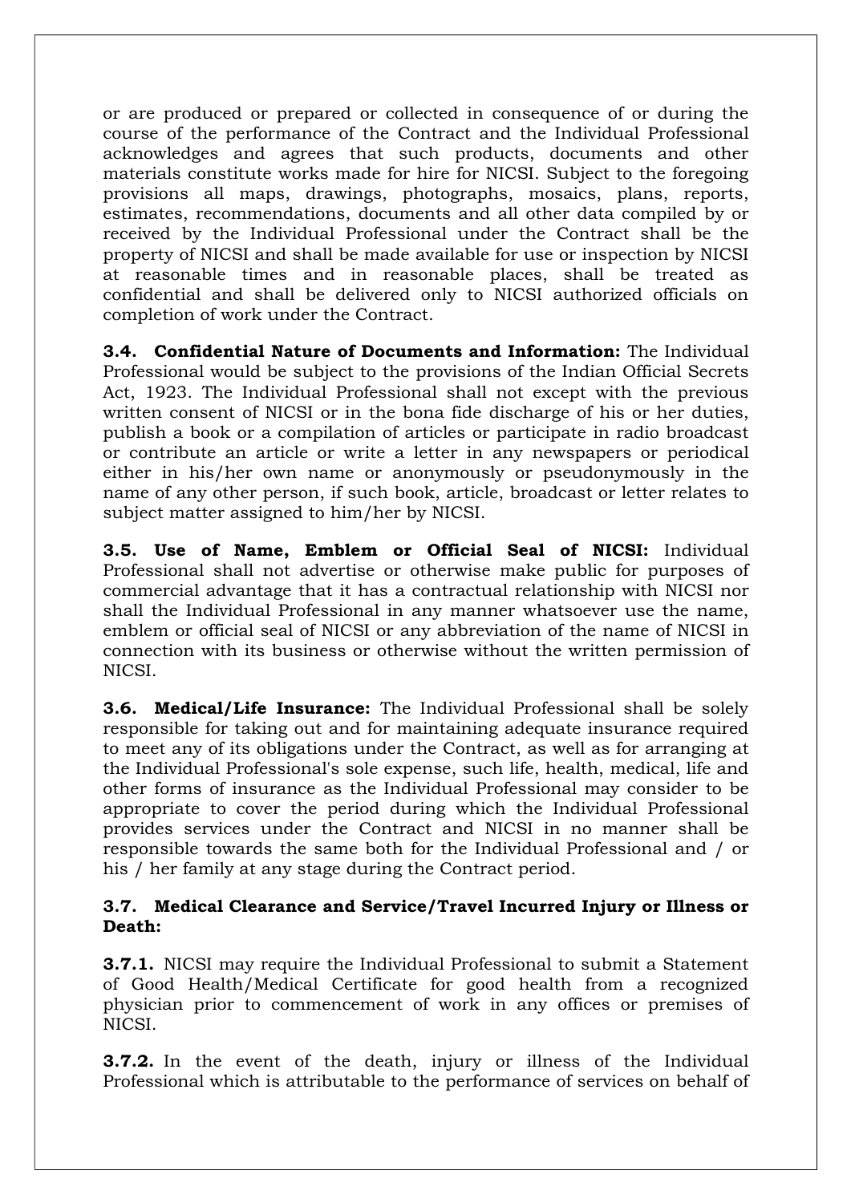or are produced or prepared or collected in consequence of or during the course of the performance of the Contract and the Individual Professional acknowledges and agrees that such products, documents and other materials constitute works made for hire for NICSI. Subject to the foregoing provisions all maps, drawings, photographs, mosaics, plans, reports, estimates, recommendations, documents and all other data compiled by or received by the Individual Professional under the Contract shall be the property of NICSI and shall be made available for use or inspection by NICSI at reasonable times and in reasonable places, shall be treated as confidential and shall be delivered only to NICSI authorized officials on completion of work under the Contract.

**3.4. Confidential Nature of Documents and Information:** The Individual Professional would be subject to the provisions of the Indian Official Secrets Act, 1923. The Individual Professional shall not except with the previous written consent of NICSI or in the bona fide discharge of his or her duties, publish a book or a compilation of articles or participate in radio broadcast or contribute an article or write a letter in any newspapers or periodical either in his/her own name or anonymously or pseudonymously in the name of any other person, if such book, article, broadcast or letter relates to subject matter assigned to him/her by NICSI.

**3.5. Use of Name, Emblem or Official Seal of NICSI:** Individual Professional shall not advertise or otherwise make public for purposes of commercial advantage that it has a contractual relationship with NICSI nor shall the Individual Professional in any manner whatsoever use the name, emblem or official seal of NICSI or any abbreviation of the name of NICSI in connection with its business or otherwise without the written permission of NICSI.

**3.6. Medical/Life Insurance:** The Individual Professional shall be solely responsible for taking out and for maintaining adequate insurance required to meet any of its obligations under the Contract, as well as for arranging at the Individual Professional's sole expense, such life, health, medical, life and other forms of insurance as the Individual Professional may consider to be appropriate to cover the period during which the Individual Professional provides services under the Contract and NICSI in no manner shall be responsible towards the same both for the Individual Professional and / or his / her family at any stage during the Contract period.

**3.7. Medical Clearance and Service/Travel Incurred Injury or Illness or Death:**

**3.7.1.** NICSI may require the Individual Professional to submit a Statement of Good Health/Medical Certificate for good health from a recognized physician prior to commencement of work in any offices or premises of NICSI.

**3.7.2.** In the event of the death, injury or illness of the Individual Professional which is attributable to the performance of services on behalf of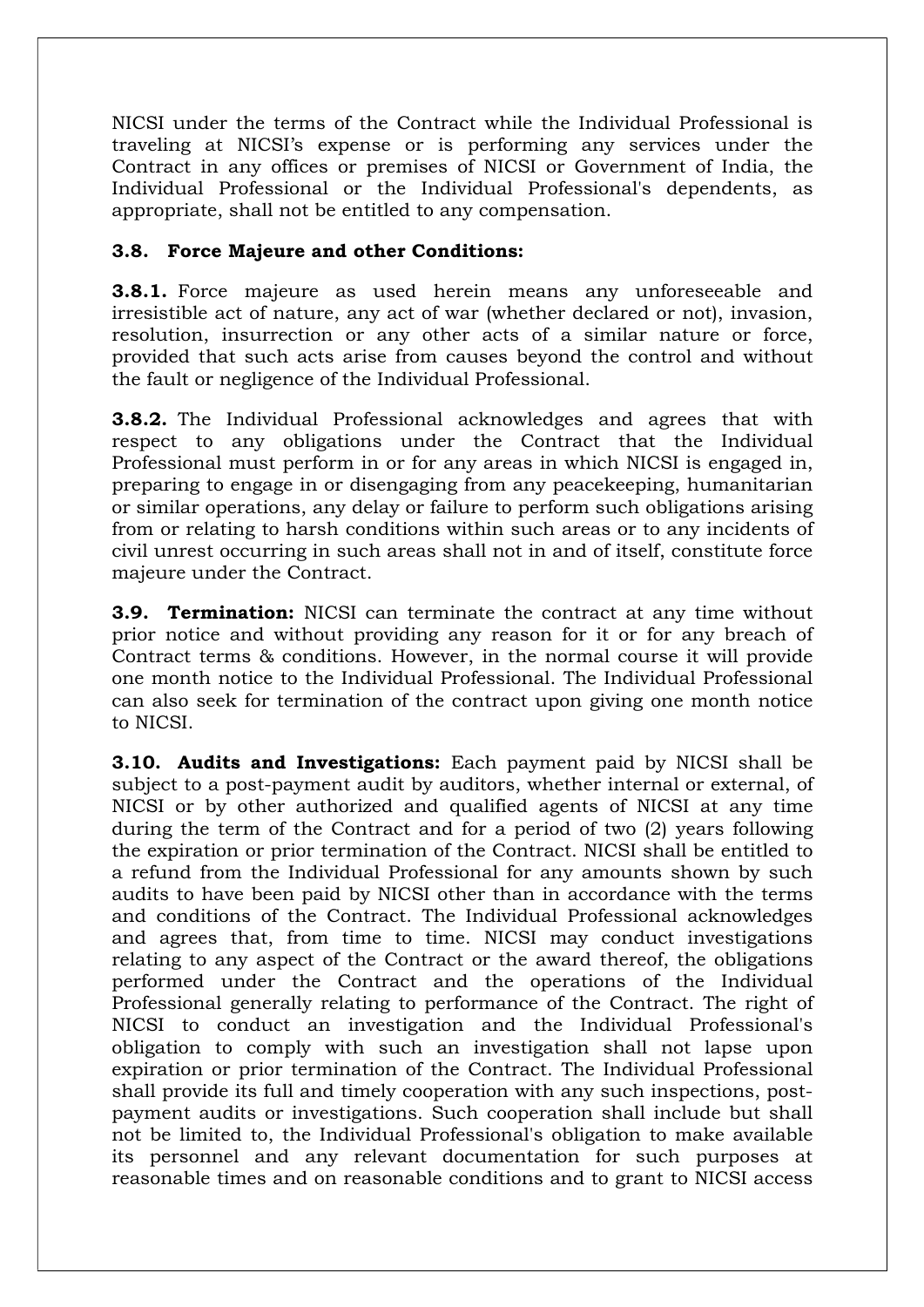NICSI under the terms of the Contract while the Individual Professional is traveling at NICSI's expense or is performing any services under the Contract in any offices or premises of NICSI or Government of India, the Individual Professional or the Individual Professional's dependents, as appropriate, shall not be entitled to any compensation.

### 3.8. Force Majeure and other Conditions:

**3.8.1.** Force majeure as used herein means any unforeseeable and irresistible act of nature, any act of war (whether declared or not), invasion, resolution, insurrection or any other acts of a similar nature or force, provided that such acts arise from causes beyond the control and without the fault or negligence of the Individual Professional.

**3.8.2.** The Individual Professional acknowledges and agrees that with respect to any obligations under the Contract that the Individual Professional must perform in or for any areas in which NICSI is engaged in, preparing to engage in or disengaging from any peacekeeping, humanitarian or similar operations, any delay or failure to perform such obligations arising from or relating to harsh conditions within such areas or to any incidents of civil unrest occurring in such areas shall not in and of itself, constitute force majeure under the Contract.

**3.9. Termination:** NICSI can terminate the contract at any time without prior notice and without providing any reason for it or for any breach of Contract terms & conditions. However, in the normal course it will provide one month notice to the Individual Professional. The Individual Professional can also seek for termination of the contract upon giving one month notice to NICSI.

**3.10. Audits and Investigations:** Each payment paid by NICSI shall be subject to a post-payment audit by auditors, whether internal or external, of NICSI or by other authorized and qualified agents of NICSI at any time during the term of the Contract and for a period of two (2) years following the expiration or prior termination of the Contract. NICSI shall be entitled to a refund from the Individual Professional for any amounts shown by such audits to have been paid by NICSI other than in accordance with the terms and conditions of the Contract. The Individual Professional acknowledges and agrees that, from time to time. NICSI may conduct investigations relating to any aspect of the Contract or the award thereof, the obligations performed under the Contract and the operations of the Individual Professional generally relating to performance of the Contract. The right of NICSI to conduct an investigation and the Individual Professional's obligation to comply with such an investigation shall not lapse upon expiration or prior termination of the Contract. The Individual Professional shall provide its full and timely cooperation with any such inspections, post-payment audits or investigations. Such cooperation shall include but shall not be limited to, the Individual Professional's obligation to make available its personnel and any relevant documentation for such purposes at reasonable times and on reasonable conditions and to grant to NICSI access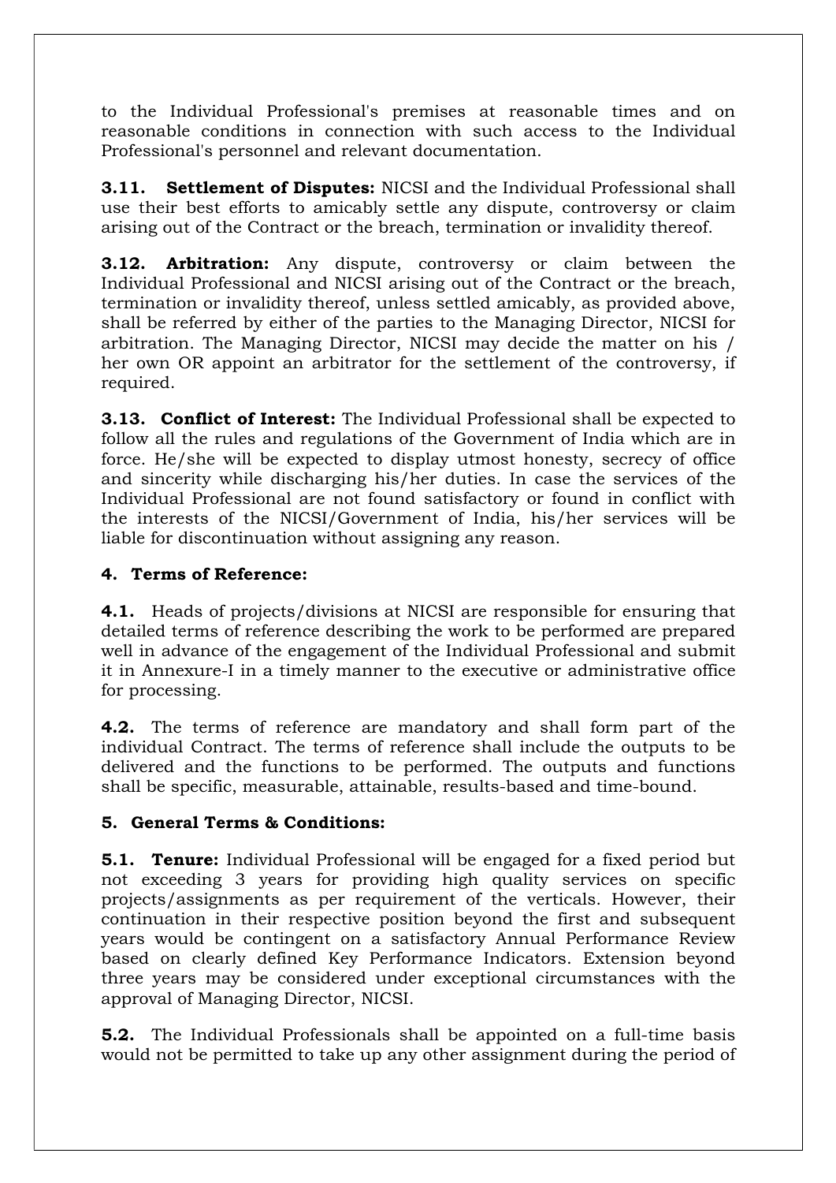to the Individual Professional's premises at reasonable times and on reasonable conditions in connection with such access to the Individual Professional's personnel and relevant documentation.

**3.11. Settlement of Disputes:** NICSI and the Individual Professional shall use their best efforts to amicably settle any dispute, controversy or claim arising out of the Contract or the breach, termination or invalidity thereof.

**3.12. Arbitration:** Any dispute, controversy or claim between the Individual Professional and NICSI arising out of the Contract or the breach, termination or invalidity thereof, unless settled amicably, as provided above, shall be referred by either of the parties to the Managing Director, NICSI for arbitration. The Managing Director, NICSI may decide the matter on his / her own OR appoint an arbitrator for the settlement of the controversy, if required.

**3.13. Conflict of Interest:** The Individual Professional shall be expected to follow all the rules and regulations of the Government of India which are in force. He/she will be expected to display utmost honesty, secrecy of office and sincerity while discharging his/her duties. In case the services of the Individual Professional are not found satisfactory or found in conflict with the interests of the NICSI/Government of India, his/her services will be liable for discontinuation without assigning any reason.

## 4. Terms of Reference:

**4.1.** Heads of projects/divisions at NICSI are responsible for ensuring that detailed terms of reference describing the work to be performed are prepared well in advance of the engagement of the Individual Professional and submit it in Annexure-I in a timely manner to the executive or administrative office for processing.

**4.2.** The terms of reference are mandatory and shall form part of the individual Contract. The terms of reference shall include the outputs to be delivered and the functions to be performed. The outputs and functions shall be specific, measurable, attainable, results-based and time-bound.

## 5. General Terms & Conditions:

**5.1. Tenure:** Individual Professional will be engaged for a fixed period but not exceeding 3 years for providing high quality services on specific projects/assignments as per requirement of the verticals. However, their continuation in their respective position beyond the first and subsequent years would be contingent on a satisfactory Annual Performance Review based on clearly defined Key Performance Indicators. Extension beyond three years may be considered under exceptional circumstances with the approval of Managing Director, NICSI.

**5.2.** The Individual Professionals shall be appointed on a full-time basis would not be permitted to take up any other assignment during the period of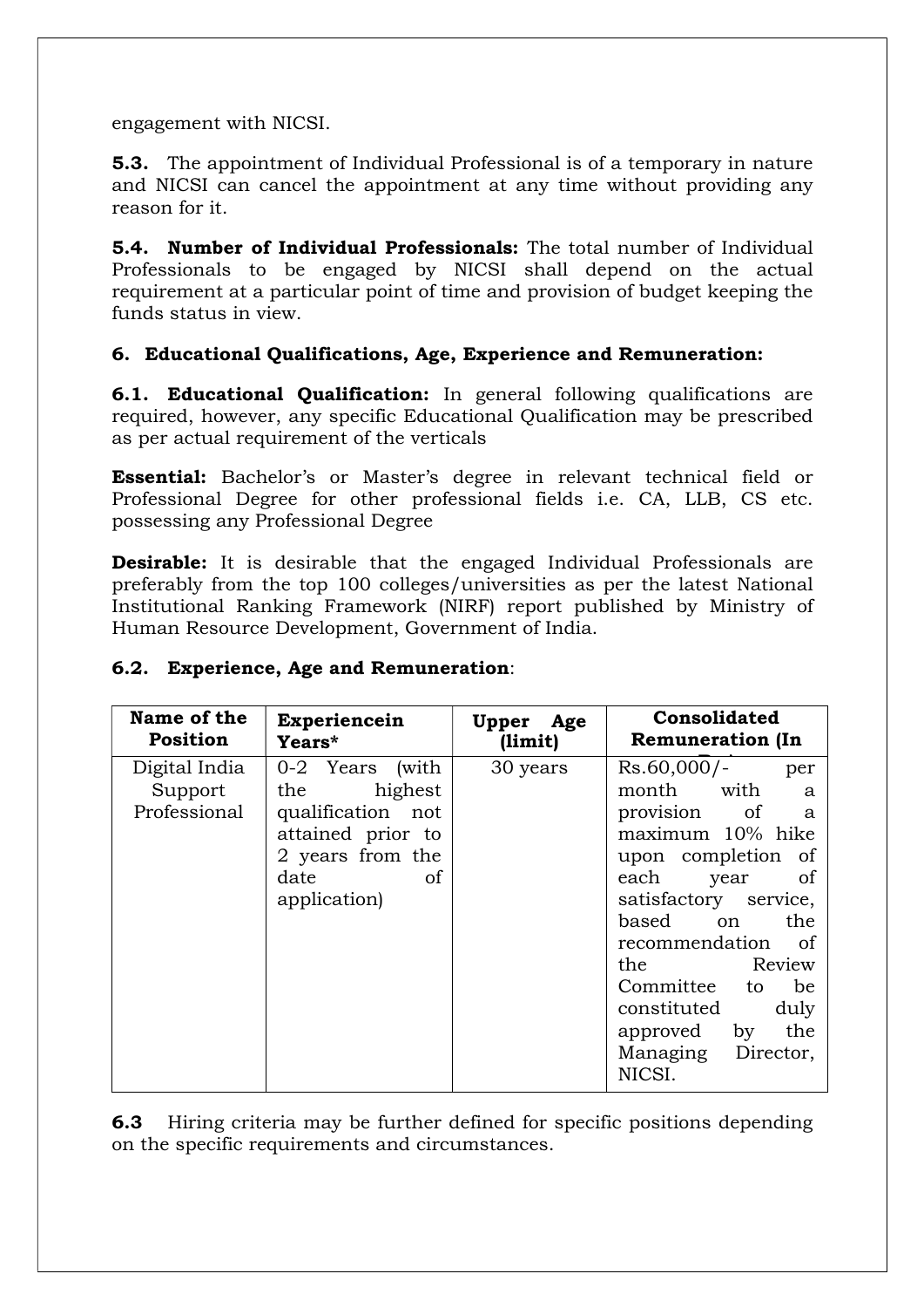engagement with NICSI.

**5.3.** The appointment of Individual Professional is of a temporary in nature and NICSI can cancel the appointment at any time without providing any reason for it.

**5.4. Number of Individual Professionals:** The total number of Individual Professionals to be engaged by NICSI shall depend on the actual requirement at a particular point of time and provision of budget keeping the funds status in view.

**6. Educational Qualifications, Age, Experience and Remuneration:**

**6.1. Educational Qualification:** In general following qualifications are required, however, any specific Educational Qualification may be prescribed as per actual requirement of the verticals

**Essential:** Bachelor's or Master's degree in relevant technical field or Professional Degree for other professional fields i.e. CA, LLB, CS etc. possessing any Professional Degree

**Desirable:** It is desirable that the engaged Individual Professionals are preferably from the top 100 colleges/universities as per the latest National Institutional Ranking Framework (NIRF) report published by Ministry of Human Resource Development, Government of India.

**6.2. Experience, Age and Remuneration**:

| Name of the Position | Experiencein Years* | Upper Age (limit) | Consolidated Remuneration (In Rs.) |
|---|---|---|---|
| Digital India Support Professional | 0-2 Years (with the highest qualification not attained prior to 2 years from the date of application) | 30 years | Rs.60,000/- per month with a provision of a maximum 10% hike upon completion of each year of satisfactory service, based on the recommendation of the Review Committee to be constituted duly approved by the Managing Director, NICSI. |

**6.3** Hiring criteria may be further defined for specific positions depending on the specific requirements and circumstances.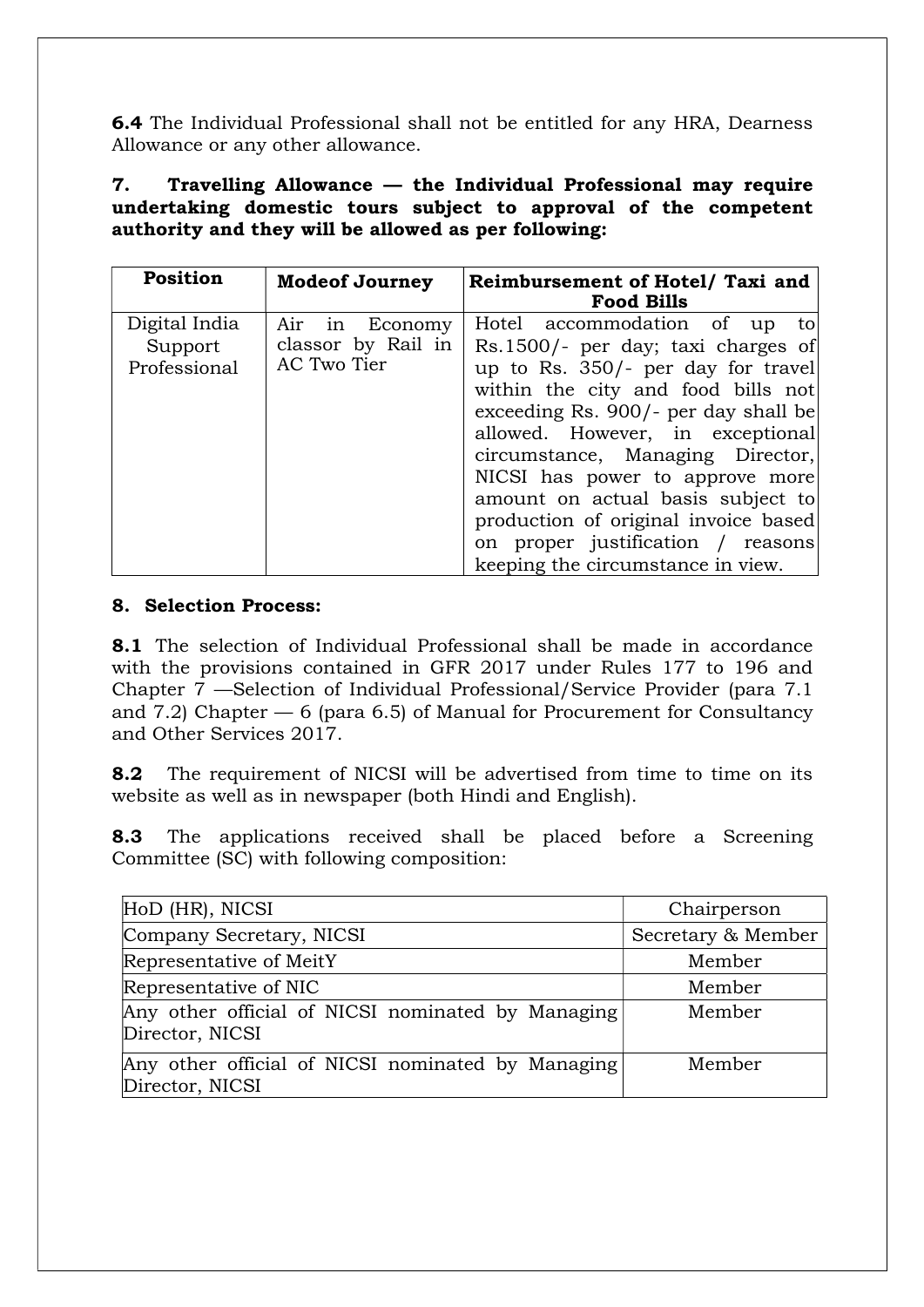**6.4** The Individual Professional shall not be entitled for any HRA, Dearness Allowance or any other allowance.

**7. Travelling Allowance — the Individual Professional may require undertaking domestic tours subject to approval of the competent authority and they will be allowed as per following:**

| Position | Modeof Journey | Reimbursement of Hotel/ Taxi and Food Bills |
|---|---|---|
| Digital India Support Professional | Air in Economy classor by Rail in AC Two Tier | Hotel accommodation of up to Rs.1500/- per day; taxi charges of up to Rs. 350/- per day for travel within the city and food bills not exceeding Rs. 900/- per day shall be allowed. However, in exceptional circumstance, Managing Director, NICSI has power to approve more amount on actual basis subject to production of original invoice based on proper justification / reasons keeping the circumstance in view. |

**8. Selection Process:**

**8.1** The selection of Individual Professional shall be made in accordance with the provisions contained in GFR 2017 under Rules 177 to 196 and Chapter 7 —Selection of Individual Professional/Service Provider (para 7.1 and 7.2) Chapter — 6 (para 6.5) of Manual for Procurement for Consultancy and Other Services 2017.

**8.2** The requirement of NICSI will be advertised from time to time on its website as well as in newspaper (both Hindi and English).

**8.3** The applications received shall be placed before a Screening Committee (SC) with following composition:

| | |
|---|---|
| HoD (HR), NICSI | Chairperson |
| Company Secretary, NICSI | Secretary & Member |
| Representative of MeitY | Member |
| Representative of NIC | Member |
| Any other official of NICSI nominated by Managing Director, NICSI | Member |
| Any other official of NICSI nominated by Managing Director, NICSI | Member |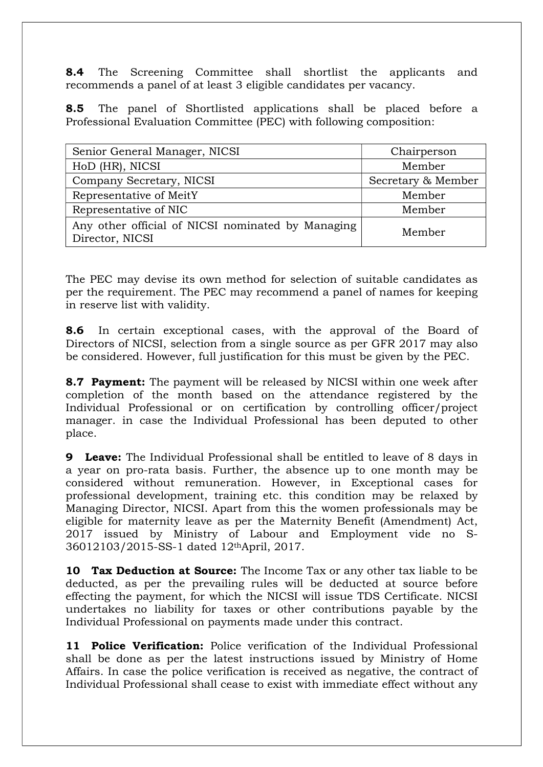**8.4** The Screening Committee shall shortlist the applicants and recommends a panel of at least 3 eligible candidates per vacancy.

**8.5** The panel of Shortlisted applications shall be placed before a Professional Evaluation Committee (PEC) with following composition:

| | |
|---|---|
| Senior General Manager, NICSI | Chairperson |
| HoD (HR), NICSI | Member |
| Company Secretary, NICSI | Secretary & Member |
| Representative of MeitY | Member |
| Representative of NIC | Member |
| Any other official of NICSI nominated by Managing Director, NICSI | Member |

The PEC may devise its own method for selection of suitable candidates as per the requirement. The PEC may recommend a panel of names for keeping in reserve list with validity.

**8.6** In certain exceptional cases, with the approval of the Board of Directors of NICSI, selection from a single source as per GFR 2017 may also be considered. However, full justification for this must be given by the PEC.

**8.7 Payment:** The payment will be released by NICSI within one week after completion of the month based on the attendance registered by the Individual Professional or on certification by controlling officer/project manager. in case the Individual Professional has been deputed to other place.

**9 Leave:** The Individual Professional shall be entitled to leave of 8 days in a year on pro-rata basis. Further, the absence up to one month may be considered without remuneration. However, in Exceptional cases for professional development, training etc. this condition may be relaxed by Managing Director, NICSI. Apart from this the women professionals may be eligible for maternity leave as per the Maternity Benefit (Amendment) Act, 2017 issued by Ministry of Labour and Employment vide no S-36012103/2015-SS-1 dated 12thApril, 2017.

**10 Tax Deduction at Source:** The Income Tax or any other tax liable to be deducted, as per the prevailing rules will be deducted at source before effecting the payment, for which the NICSI will issue TDS Certificate. NICSI undertakes no liability for taxes or other contributions payable by the Individual Professional on payments made under this contract.

**11 Police Verification:** Police verification of the Individual Professional shall be done as per the latest instructions issued by Ministry of Home Affairs. In case the police verification is received as negative, the contract of Individual Professional shall cease to exist with immediate effect without any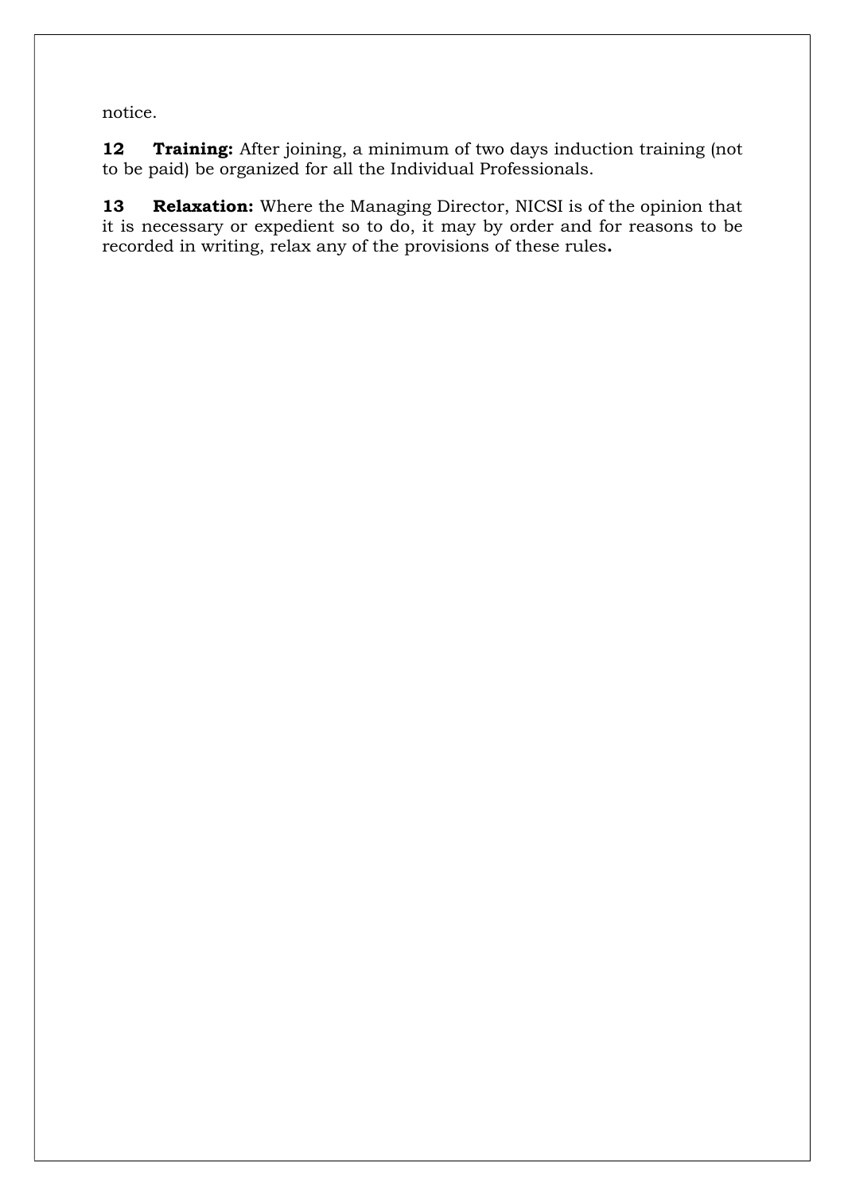notice.

**12 Training:** After joining, a minimum of two days induction training (not to be paid) be organized for all the Individual Professionals.

**13 Relaxation:** Where the Managing Director, NICSI is of the opinion that it is necessary or expedient so to do, it may by order and for reasons to be recorded in writing, relax any of the provisions of these rules**.**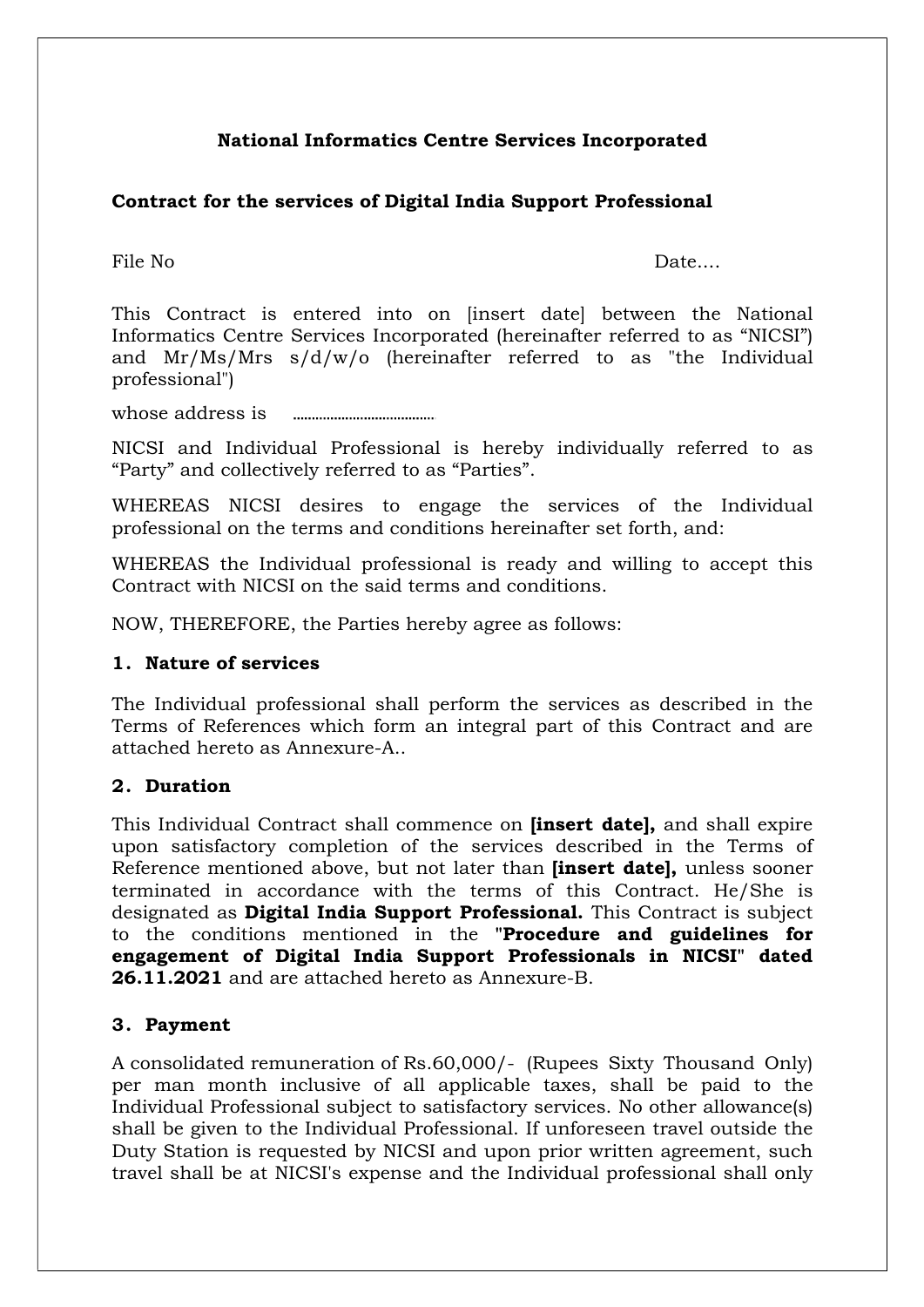**National Informatics Centre Services Incorporated**

**Contract for the services of Digital India Support Professional**

File No Date....

This Contract is entered into on [insert date] between the National Informatics Centre Services Incorporated (hereinafter referred to as "NICSI") and Mr/Ms/Mrs s/d/w/o (hereinafter referred to as "the Individual professional")

whose address is ......................................

NICSI and Individual Professional is hereby individually referred to as "Party" and collectively referred to as "Parties".

WHEREAS NICSI desires to engage the services of the Individual professional on the terms and conditions hereinafter set forth, and:

WHEREAS the Individual professional is ready and willing to accept this Contract with NICSI on the said terms and conditions.

NOW, THEREFORE, the Parties hereby agree as follows:

**1. Nature of services**

The Individual professional shall perform the services as described in the Terms of References which form an integral part of this Contract and are attached hereto as Annexure-A..

**2. Duration**

This Individual Contract shall commence on **[insert date],** and shall expire upon satisfactory completion of the services described in the Terms of Reference mentioned above, but not later than **[insert date],** unless sooner terminated in accordance with the terms of this Contract. He/She is designated as **Digital India Support Professional.** This Contract is subject to the conditions mentioned in the "**Procedure and guidelines for engagement of Digital India Support Professionals in NICSI" dated 26.11.2021** and are attached hereto as Annexure-B.

**3. Payment**

A consolidated remuneration of Rs.60,000/- (Rupees Sixty Thousand Only) per man month inclusive of all applicable taxes, shall be paid to the Individual Professional subject to satisfactory services. No other allowance(s) shall be given to the Individual Professional. If unforeseen travel outside the Duty Station is requested by NICSI and upon prior written agreement, such travel shall be at NICSI's expense and the Individual professional shall only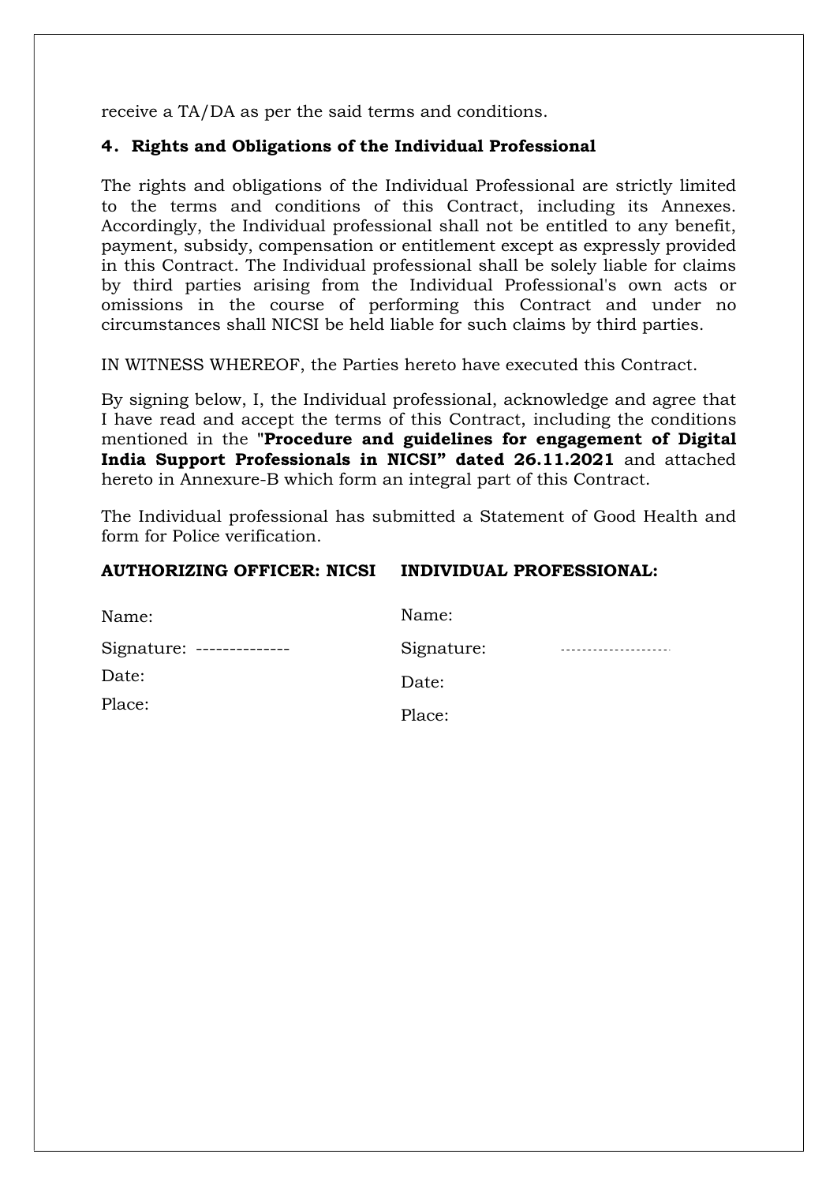receive a TA/DA as per the said terms and conditions.

### 4. Rights and Obligations of the Individual Professional

The rights and obligations of the Individual Professional are strictly limited to the terms and conditions of this Contract, including its Annexes. Accordingly, the Individual professional shall not be entitled to any benefit, payment, subsidy, compensation or entitlement except as expressly provided in this Contract. The Individual professional shall be solely liable for claims by third parties arising from the Individual Professional's own acts or omissions in the course of performing this Contract and under no circumstances shall NICSI be held liable for such claims by third parties.

IN WITNESS WHEREOF, the Parties hereto have executed this Contract.

By signing below, I, the Individual professional, acknowledge and agree that I have read and accept the terms of this Contract, including the conditions mentioned in the "**Procedure and guidelines for engagement of Digital India Support Professionals in NICSI" dated 26.11.2021** and attached hereto in Annexure-B which form an integral part of this Contract.

The Individual professional has submitted a Statement of Good Health and form for Police verification.

| **AUTHORIZING OFFICER: NICSI** | **INDIVIDUAL PROFESSIONAL:** |
|---|---|
| Name: | Name: |
| Signature: -------------- | Signature: -------------------- |
| Date: | Date: |
| Place: | Place: |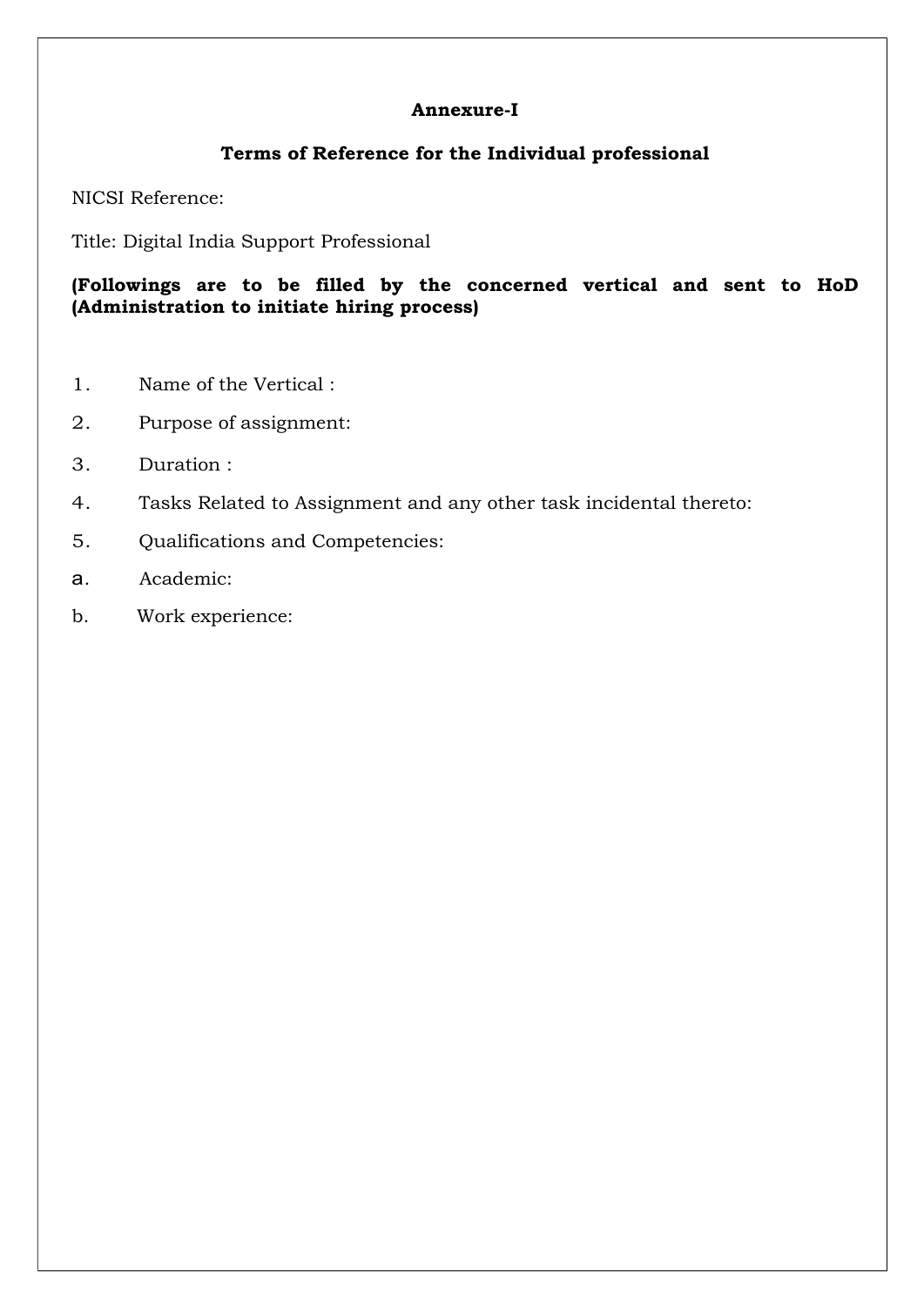**Annexure-I**

**Terms of Reference for the Individual professional**

NICSI Reference:

Title: Digital India Support Professional

**(Followings are to be filled by the concerned vertical and sent to HoD (Administration to initiate hiring process)**

1. Name of the Vertical :
2. Purpose of assignment:
3. Duration :
4. Tasks Related to Assignment and any other task incidental thereto:
5. Qualifications and Competencies:

a. Academic:

b. Work experience: